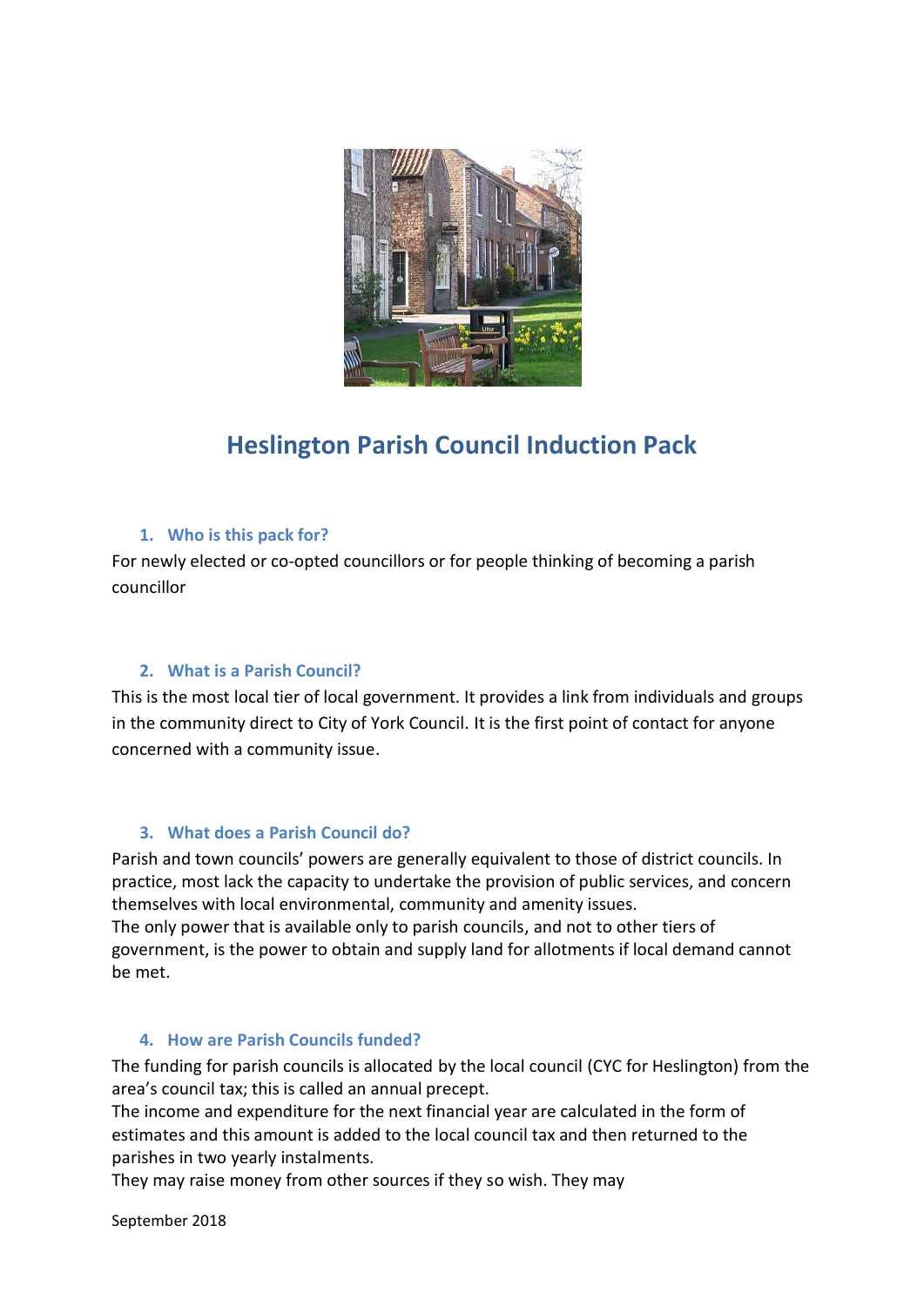# Heslington Parish Council Induction Pack

## 1. Who is this pack for?

For newly elected or co-opted councillors or for people thinking of becoming a parish councillor

## 2. What is a Parish Council?

This is the most local tier of local government. It provides a link from individuals and groups in the community direct to City of York Council. It is the first point of contact for anyone concerned with a community issue.

## 3. What does a Parish Council do?

Parish and town councils' powers are generally equivalent to those of district councils. In practice, most lack the capacity to undertake the provision of public services, and concern themselves with local environmental, community and amenity issues.

The only power that is available only to parish councils, and not to other tiers of government, is the power to obtain and supply land for allotments if local demand cannot be met.

## 4. How are Parish Councils funded?

The funding for parish councils is allocated by the local council (CYC for Heslington) from the area's council tax; this is called an annual precept.

The income and expenditure for the next financial year are calculated in the form of estimates and this amount is added to the local council tax and then returned to the parishes in two yearly instalments.

They may raise money from other sources if they so wish. They may

September 2018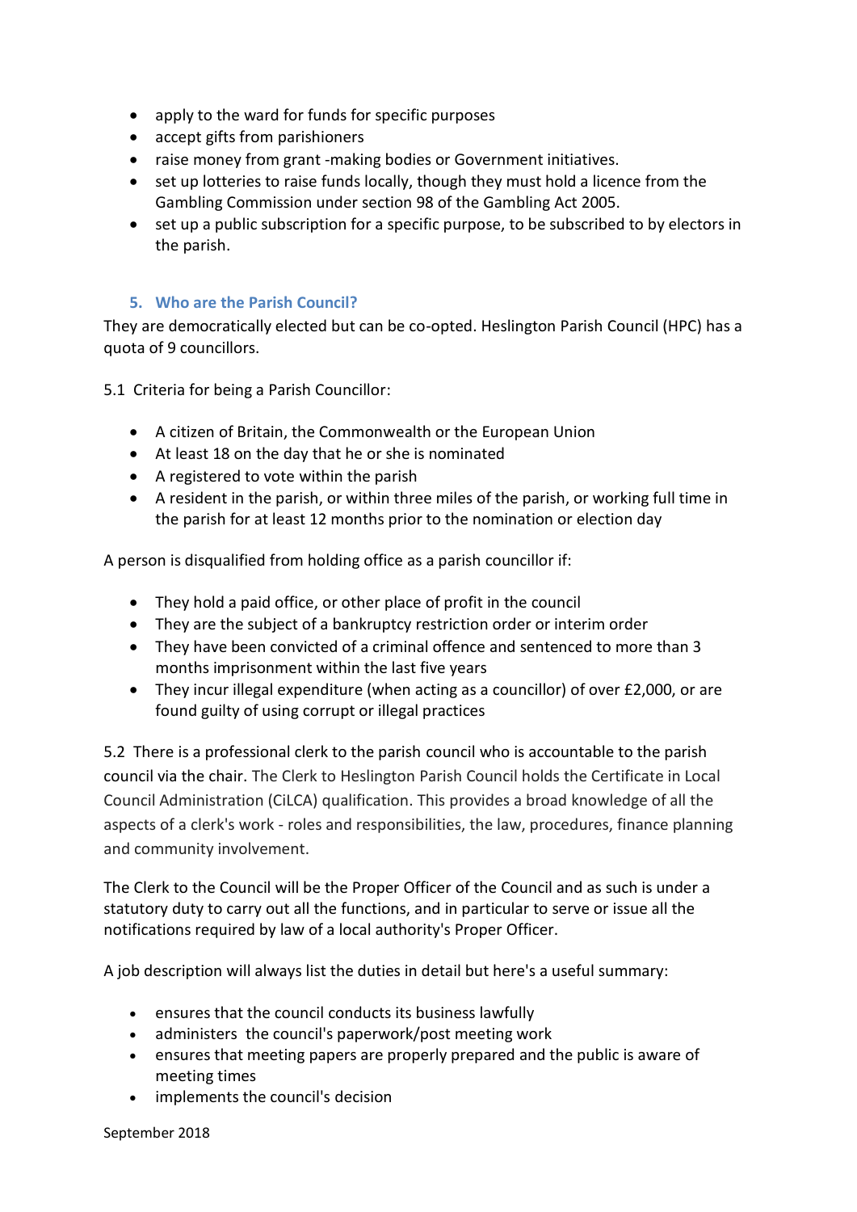- apply to the ward for funds for specific purposes
- accept gifts from parishioners
- raise money from grant -making bodies or Government initiatives.
- set up lotteries to raise funds locally, though they must hold a licence from the Gambling Commission under section 98 of the Gambling Act 2005.
- set up a public subscription for a specific purpose, to be subscribed to by electors in the parish.

## 5. Who are the Parish Council?

They are democratically elected but can be co-opted. Heslington Parish Council (HPC) has a quota of 9 councillors.

5.1 Criteria for being a Parish Councillor:

- A citizen of Britain, the Commonwealth or the European Union
- At least 18 on the day that he or she is nominated
- A registered to vote within the parish
- A resident in the parish, or within three miles of the parish, or working full time in the parish for at least 12 months prior to the nomination or election day

A person is disqualified from holding office as a parish councillor if:

- They hold a paid office, or other place of profit in the council
- They are the subject of a bankruptcy restriction order or interim order
- They have been convicted of a criminal offence and sentenced to more than 3 months imprisonment within the last five years
- They incur illegal expenditure (when acting as a councillor) of over £2,000, or are found guilty of using corrupt or illegal practices

5.2 There is a professional clerk to the parish council who is accountable to the parish council via the chair. The Clerk to Heslington Parish Council holds the Certificate in Local Council Administration (CiLCA) qualification. This provides a broad knowledge of all the aspects of a clerk's work - roles and responsibilities, the law, procedures, finance planning and community involvement.

The Clerk to the Council will be the Proper Officer of the Council and as such is under a statutory duty to carry out all the functions, and in particular to serve or issue all the notifications required by law of a local authority's Proper Officer.

A job description will always list the duties in detail but here's a useful summary:

- ensures that the council conducts its business lawfully
- administers the council's paperwork/post meeting work
- ensures that meeting papers are properly prepared and the public is aware of meeting times
- implements the council's decision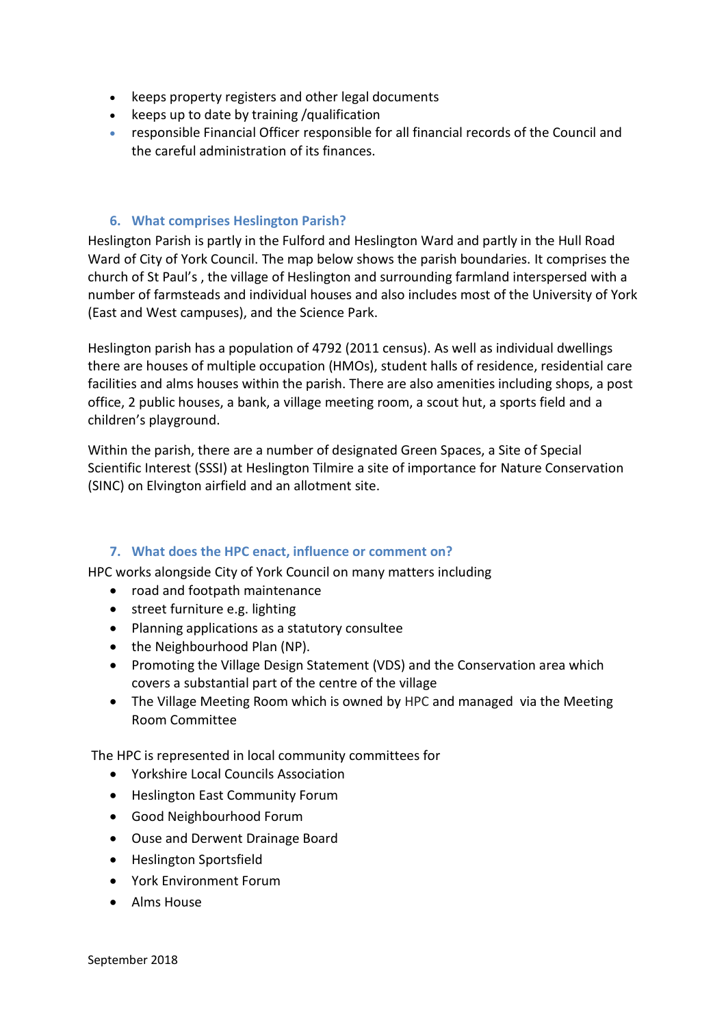- keeps property registers and other legal documents
- keeps up to date by training /qualification
- responsible Financial Officer responsible for all financial records of the Council and the careful administration of its finances.

## 6. What comprises Heslington Parish?

Heslington Parish is partly in the Fulford and Heslington Ward and partly in the Hull Road Ward of City of York Council. The map below shows the parish boundaries. It comprises the church of St Paul's , the village of Heslington and surrounding farmland interspersed with a number of farmsteads and individual houses and also includes most of the University of York (East and West campuses), and the Science Park.

Heslington parish has a population of 4792 (2011 census). As well as individual dwellings there are houses of multiple occupation (HMOs), student halls of residence, residential care facilities and alms houses within the parish. There are also amenities including shops, a post office, 2 public houses, a bank, a village meeting room, a scout hut, a sports field and a children's playground.

Within the parish, there are a number of designated Green Spaces, a Site of Special Scientific Interest (SSSI) at Heslington Tilmire a site of importance for Nature Conservation (SINC) on Elvington airfield and an allotment site.

## 7. What does the HPC enact, influence or comment on?

HPC works alongside City of York Council on many matters including

- road and footpath maintenance
- street furniture e.g. lighting
- Planning applications as a statutory consultee
- the Neighbourhood Plan (NP).
- Promoting the Village Design Statement (VDS) and the Conservation area which covers a substantial part of the centre of the village
- The Village Meeting Room which is owned by HPC and managed via the Meeting Room Committee

The HPC is represented in local community committees for

- Yorkshire Local Councils Association
- Heslington East Community Forum
- Good Neighbourhood Forum
- Ouse and Derwent Drainage Board
- Heslington Sportsfield
- York Environment Forum
- Alms House

September 2018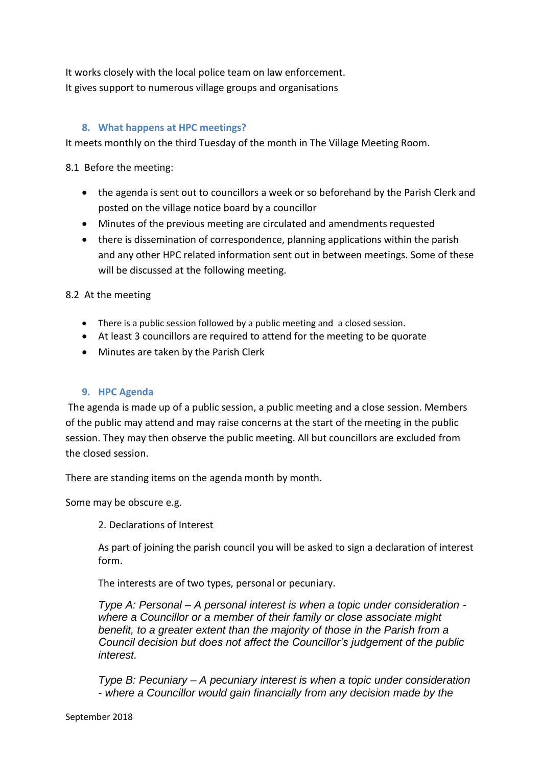It works closely with the local police team on law enforcement.
It gives support to numerous village groups and organisations

## 8. What happens at HPC meetings?

It meets monthly on the third Tuesday of the month in The Village Meeting Room.

8.1 Before the meeting:

- the agenda is sent out to councillors a week or so beforehand by the Parish Clerk and posted on the village notice board by a councillor
- Minutes of the previous meeting are circulated and amendments requested
- there is dissemination of correspondence, planning applications within the parish and any other HPC related information sent out in between meetings. Some of these will be discussed at the following meeting.

8.2 At the meeting

- There is a public session followed by a public meeting and a closed session.
- At least 3 councillors are required to attend for the meeting to be quorate
- Minutes are taken by the Parish Clerk

## 9. HPC Agenda

The agenda is made up of a public session, a public meeting and a close session. Members of the public may attend and may raise concerns at the start of the meeting in the public session. They may then observe the public meeting. All but councillors are excluded from the closed session.

There are standing items on the agenda month by month.

Some may be obscure e.g.

> 2. Declarations of Interest
>
> As part of joining the parish council you will be asked to sign a declaration of interest form.
>
> The interests are of two types, personal or pecuniary.
>
> *Type A: Personal – A personal interest is when a topic under consideration - where a Councillor or a member of their family or close associate might benefit, to a greater extent than the majority of those in the Parish from a Council decision but does not affect the Councillor's judgement of the public interest.*
>
> *Type B: Pecuniary – A pecuniary interest is when a topic under consideration - where a Councillor would gain financially from any decision made by the*

September 2018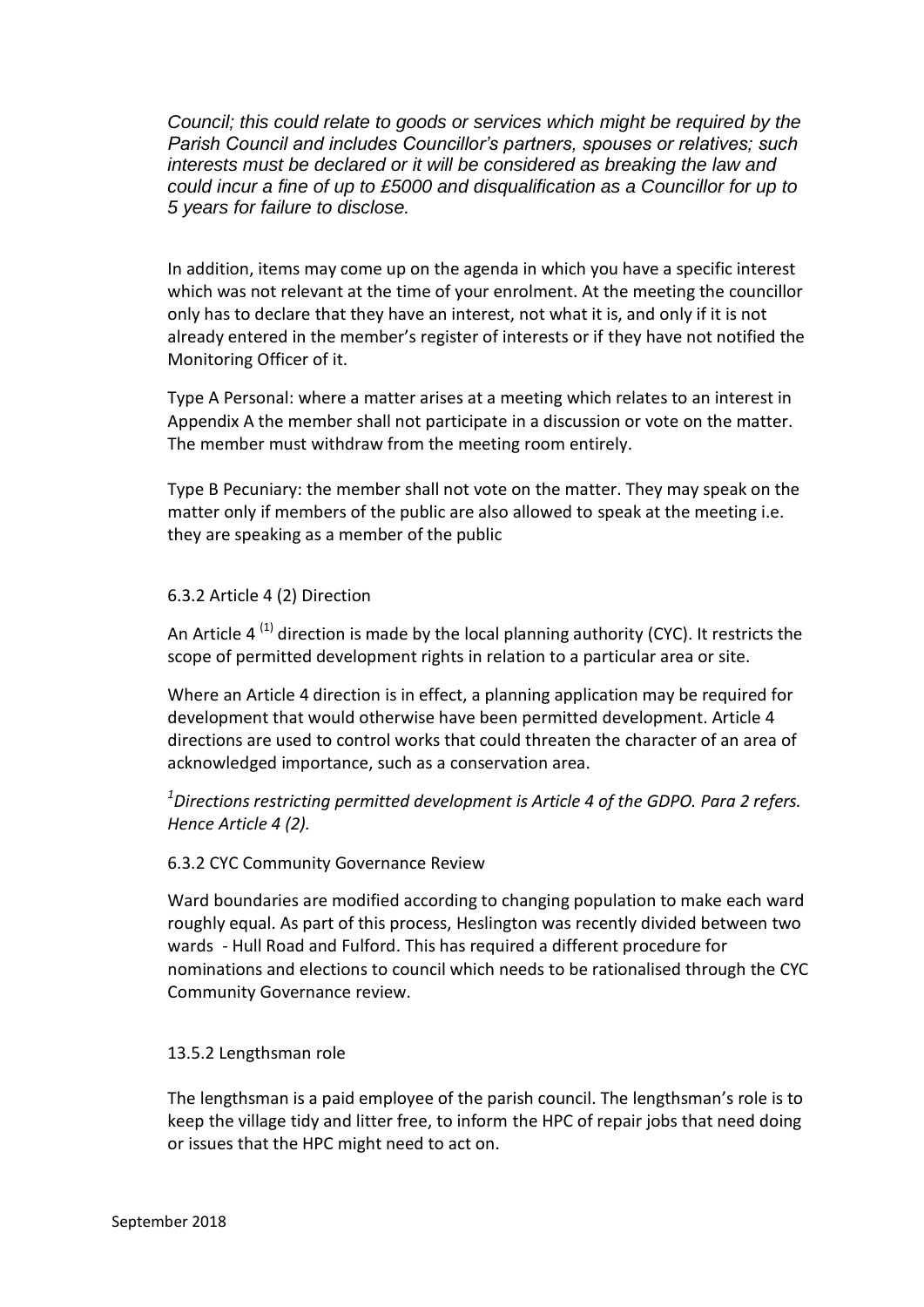*Council; this could relate to goods or services which might be required by the Parish Council and includes Councillor's partners, spouses or relatives; such interests must be declared or it will be considered as breaking the law and could incur a fine of up to £5000 and disqualification as a Councillor for up to 5 years for failure to disclose.*

In addition, items may come up on the agenda in which you have a specific interest which was not relevant at the time of your enrolment. At the meeting the councillor only has to declare that they have an interest, not what it is, and only if it is not already entered in the member's register of interests or if they have not notified the Monitoring Officer of it.

Type A Personal: where a matter arises at a meeting which relates to an interest in Appendix A the member shall not participate in a discussion or vote on the matter. The member must withdraw from the meeting room entirely.

Type B Pecuniary: the member shall not vote on the matter. They may speak on the matter only if members of the public are also allowed to speak at the meeting i.e. they are speaking as a member of the public

6.3.2 Article 4 (2) Direction

An Article 4 (1) direction is made by the local planning authority (CYC). It restricts the scope of permitted development rights in relation to a particular area or site.

Where an Article 4 direction is in effect, a planning application may be required for development that would otherwise have been permitted development. Article 4 directions are used to control works that could threaten the character of an area of acknowledged importance, such as a conservation area.

*[1]Directions restricting permitted development is Article 4 of the GDPO. Para 2 refers. Hence Article 4 (2).*

6.3.2 CYC Community Governance Review

Ward boundaries are modified according to changing population to make each ward roughly equal. As part of this process, Heslington was recently divided between two wards - Hull Road and Fulford. This has required a different procedure for nominations and elections to council which needs to be rationalised through the CYC Community Governance review.

13.5.2 Lengthsman role

The lengthsman is a paid employee of the parish council. The lengthsman's role is to keep the village tidy and litter free, to inform the HPC of repair jobs that need doing or issues that the HPC might need to act on.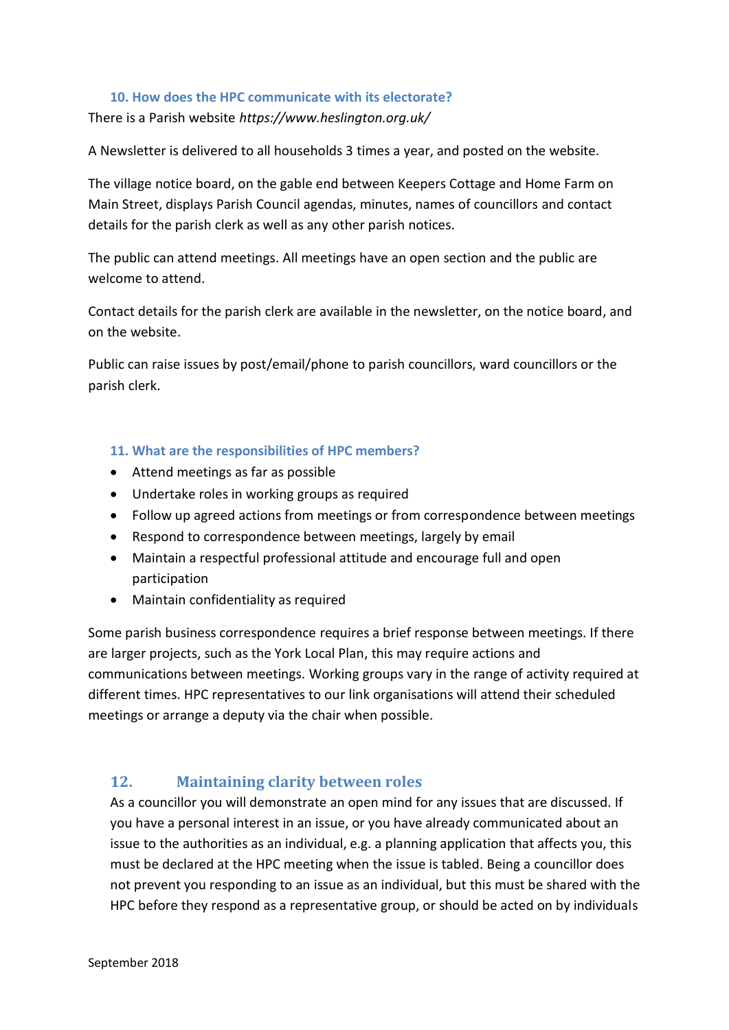### 10. How does the HPC communicate with its electorate?

There is a Parish website *https://www.heslington.org.uk/*

A Newsletter is delivered to all households 3 times a year, and posted on the website.

The village notice board, on the gable end between Keepers Cottage and Home Farm on Main Street, displays Parish Council agendas, minutes, names of councillors and contact details for the parish clerk as well as any other parish notices.

The public can attend meetings. All meetings have an open section and the public are welcome to attend.

Contact details for the parish clerk are available in the newsletter, on the notice board, and on the website.

Public can raise issues by post/email/phone to parish councillors, ward councillors or the parish clerk.

### 11. What are the responsibilities of HPC members?

- Attend meetings as far as possible
- Undertake roles in working groups as required
- Follow up agreed actions from meetings or from correspondence between meetings
- Respond to correspondence between meetings, largely by email
- Maintain a respectful professional attitude and encourage full and open participation
- Maintain confidentiality as required

Some parish business correspondence requires a brief response between meetings. If there are larger projects, such as the York Local Plan, this may require actions and communications between meetings. Working groups vary in the range of activity required at different times. HPC representatives to our link organisations will attend their scheduled meetings or arrange a deputy via the chair when possible.

## 12. Maintaining clarity between roles

As a councillor you will demonstrate an open mind for any issues that are discussed. If you have a personal interest in an issue, or you have already communicated about an issue to the authorities as an individual, e.g. a planning application that affects you, this must be declared at the HPC meeting when the issue is tabled. Being a councillor does not prevent you responding to an issue as an individual, but this must be shared with the HPC before they respond as a representative group, or should be acted on by individuals

September 2018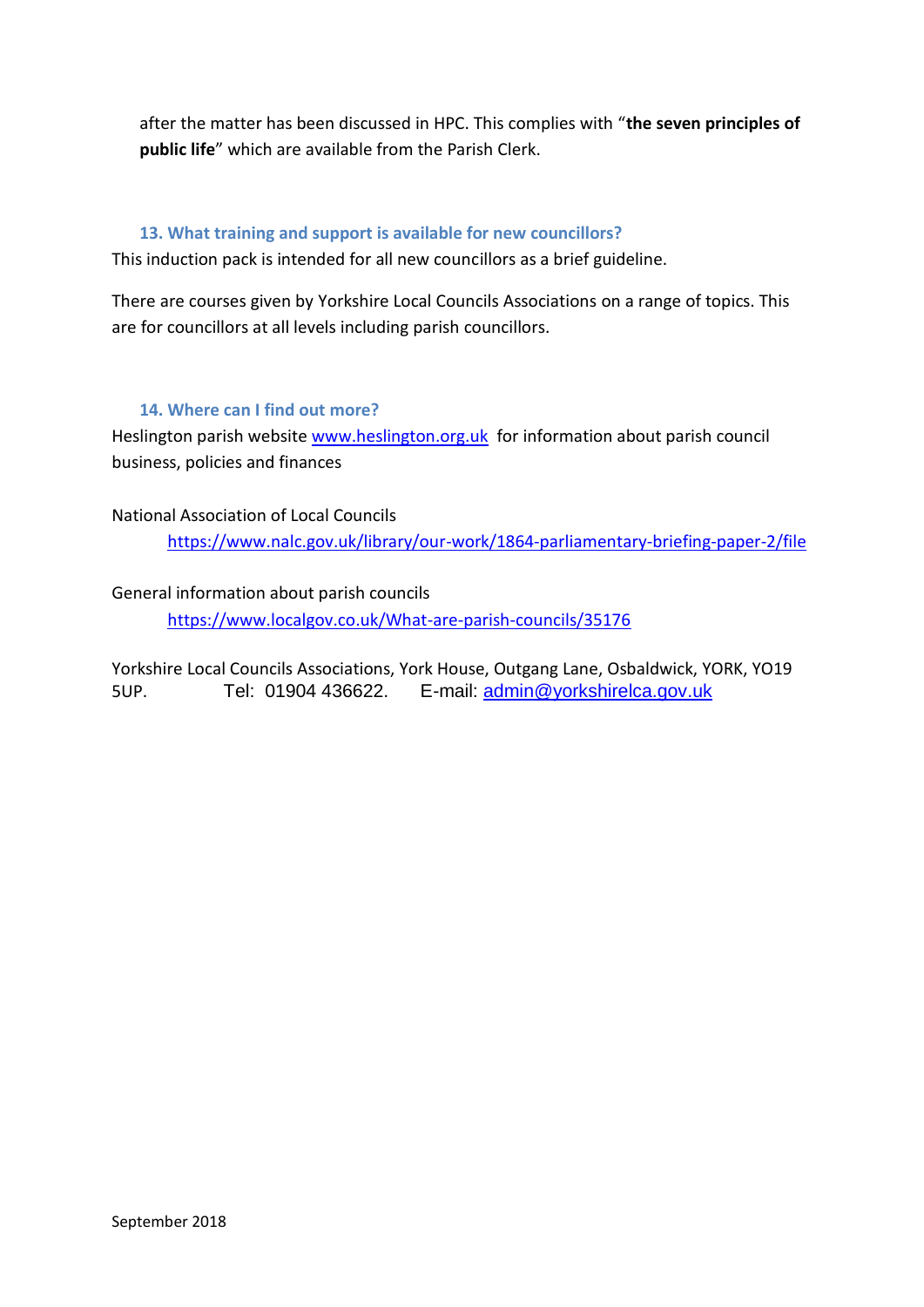after the matter has been discussed in HPC. This complies with "**the seven principles of public life**" which are available from the Parish Clerk.

### 13. What training and support is available for new councillors?

This induction pack is intended for all new councillors as a brief guideline.

There are courses given by Yorkshire Local Councils Associations on a range of topics. This are for councillors at all levels including parish councillors.

### 14. Where can I find out more?

Heslington parish website [www.heslington.org.uk](www.heslington.org.uk) for information about parish council business, policies and finances

National Association of Local Councils
[https://www.nalc.gov.uk/library/our-work/1864-parliamentary-briefing-paper-2/file](https://www.nalc.gov.uk/library/our-work/1864-parliamentary-briefing-paper-2/file)

General information about parish councils
[https://www.localgov.co.uk/What-are-parish-councils/35176](https://www.localgov.co.uk/What-are-parish-councils/35176)

Yorkshire Local Councils Associations, York House, Outgang Lane, Osbaldwick, YORK, YO19 5UP. Tel: 01904 436622. E-mail: [admin@yorkshirelca.gov.uk](mailto:admin@yorkshirelca.gov.uk)

September 2018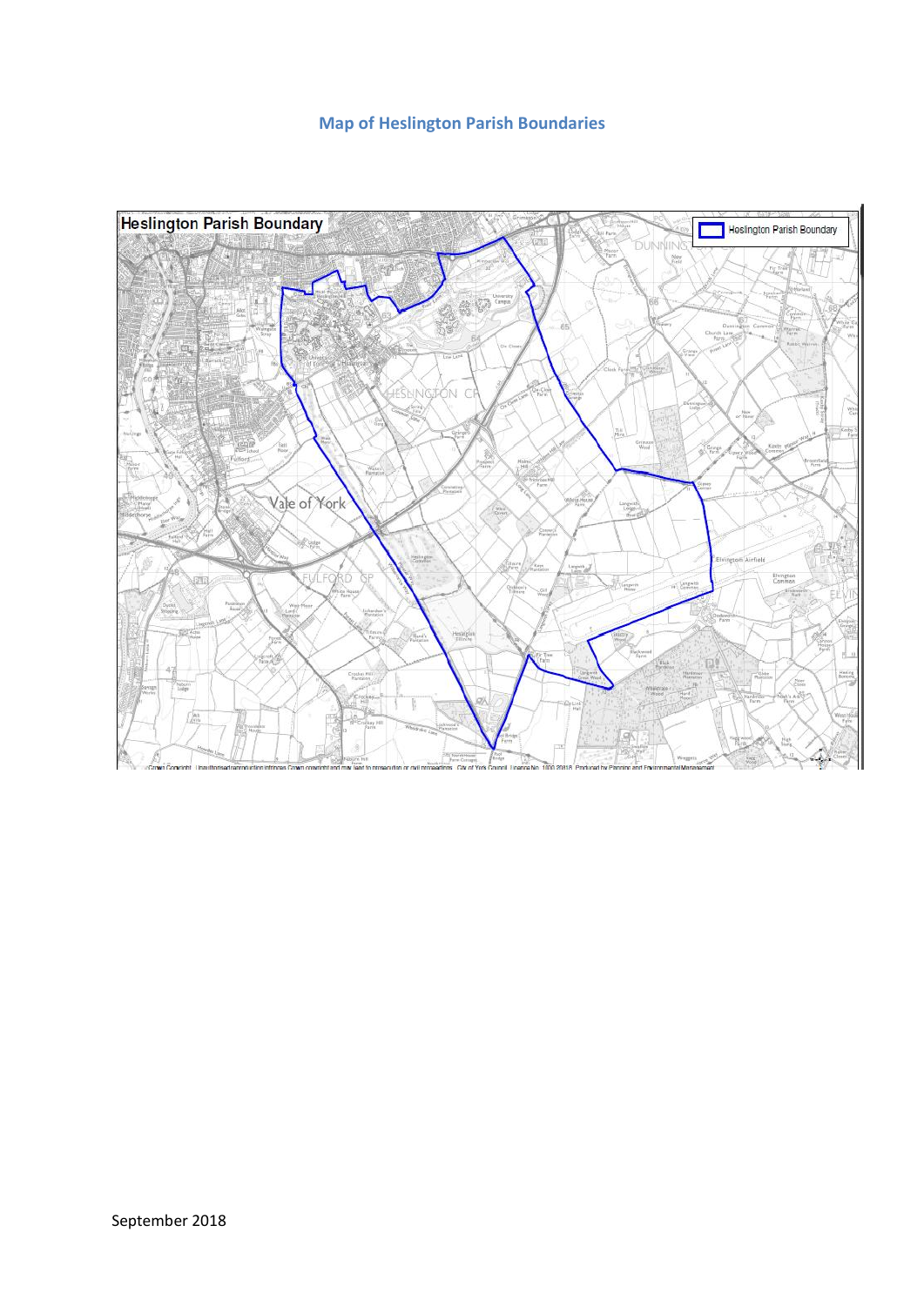## Map of Heslington Parish Boundaries

Heslington Parish Boundary

Heslington Parish Boundary

September 2018